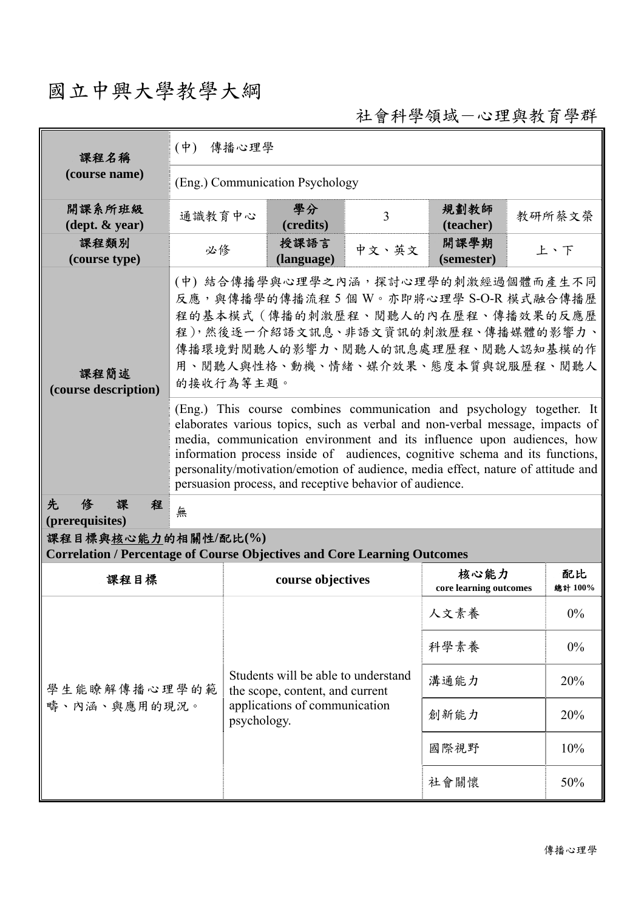# 國立中興大學教學大綱

社會科學領域－心理與教育學群

| 課程名稱 (course name) | (中) 傳播心理學 | | | | |
|---|---|---|---|---|---|
| | (Eng.) Communication Psychology | | | | |
| 開課系所班級 (dept. & year) | 通識教育中心 | 學分 (credits) | 3 | 規劃教師 (teacher) | 教研所蔡文榮 |
| 課程類別 (course type) | 必修 | 授課語言 (language) | 中文、英文 | 開課學期 (semester) | 上、下 |
| 課程簡述 (course description) | (中) 結合傳播學與心理學之內涵，探討心理學的刺激經過個體而產生不同反應，與傳播學的傳播流程 5 個 W。亦即將心理學 S-O-R 模式融合傳播歷程的基本模式（傳播的刺激歷程、閱聽人的內在歷程、傳播效果的反應歷程），然後逐一介紹語文訊息、非語文資訊的刺激歷程、傳播媒體的影響力、傳播環境對閱聽人的影響力、閱聽人的訊息處理歷程、閱聽人認知基模的作用、閱聽人與性格、動機、情緒、媒介效果、態度本質與說服歷程、閱聽人的接收行為等主題。 | | | | |
| | (Eng.) This course combines communication and psychology together. It elaborates various topics, such as verbal and non-verbal message, impacts of media, communication environment and its influence upon audiences, how information process inside of audiences, cognitive schema and its functions, personality/motivation/emotion of audience, media effect, nature of attitude and persuasion process, and receptive behavior of audience. | | | | |
| 先修課程 (prerequisites) | 無 | | | | |

**課程目標與核心能力的相關性/配比(%)**
**Correlation / Percentage of Course Objectives and Core Learning Outcomes**

| 課程目標 | course objectives | 核心能力 core learning outcomes | 配比 總計 100% |
|---|---|---|---|
| 學生能瞭解傳播心理學的範疇、內涵、與應用的現況。 | Students will be able to understand the scope, content, and current applications of communication psychology. | 人文素養 | 0% |
| | | 科學素養 | 0% |
| | | 溝通能力 | 20% |
| | | 創新能力 | 20% |
| | | 國際視野 | 10% |
| | | 社會關懷 | 50% |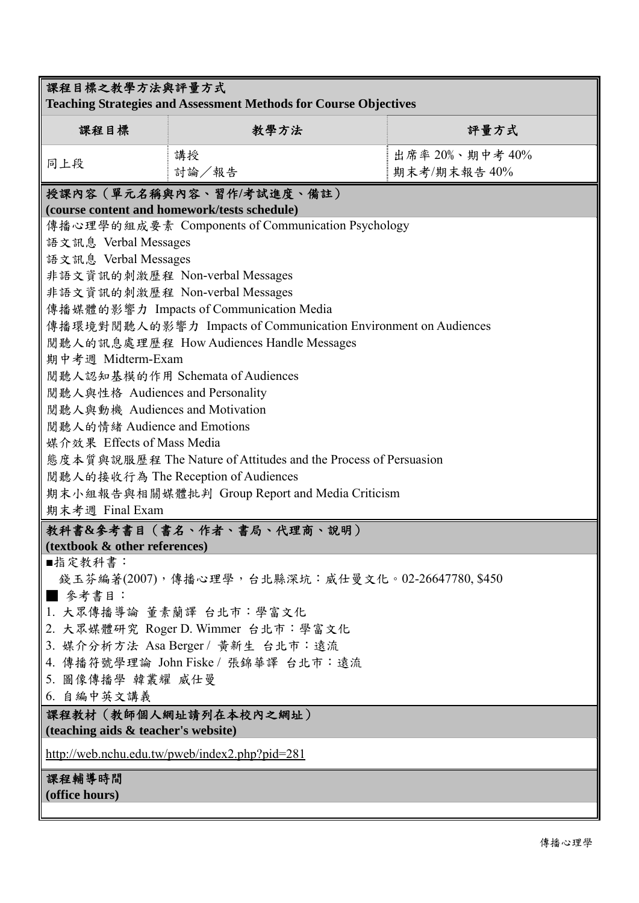## 課程目標之教學方法與評量方式
**Teaching Strategies and Assessment Methods for Course Objectives**

| 課程目標 | 教學方法 | 評量方式 |
|---|---|---|
| 同上段 | 講授<br>討論／報告 | 出席率 20%、期中考 40%<br>期末考/期末報告 40% |

## 授課內容（單元名稱與內容、習作/考試進度、備註）
**(course content and homework/tests schedule)**

傳播心理學的組成要素 Components of Communication Psychology
語文訊息 Verbal Messages
語文訊息 Verbal Messages
非語文資訊的刺激歷程 Non-verbal Messages
非語文資訊的刺激歷程 Non-verbal Messages
傳播媒體的影響力 Impacts of Communication Media
傳播環境對閱聽人的影響力 Impacts of Communication Environment on Audiences
閱聽人的訊息處理歷程 How Audiences Handle Messages
期中考週 Midterm-Exam
閱聽人認知基模的作用 Schemata of Audiences
閱聽人與性格 Audiences and Personality
閱聽人與動機 Audiences and Motivation
閱聽人的情緒 Audience and Emotions
媒介效果 Effects of Mass Media
態度本質與說服歷程 The Nature of Attitudes and the Process of Persuasion
閱聽人的接收行為 The Reception of Audiences
期末小組報告與相關媒體批判 Group Report and Media Criticism
期末考週 Final Exam

## 教科書&參考書目（書名、作者、書局、代理商、說明）
**(textbook & other references)**

■指定教科書：
錢玉芬編著(2007)，傳播心理學，台北縣深坑：威仕曼文化。02-26647780, $450

■ 參考書目：
1. 大眾傳播導論 董素蘭譯 台北市：學富文化
2. 大眾媒體研究 Roger D. Wimmer 台北市：學富文化
3. 媒介分析方法 Asa Berger / 黃新生 台北市：遠流
4. 傳播符號學理論 John Fiske / 張錦華譯 台北市：遠流
5. 圖像傳播學 韓叢耀 威仕曼
6. 自編中英文講義

## 課程教材（教師個人網址請列在本校內之網址）
**(teaching aids & teacher's website)**

http://web.nchu.edu.tw/pweb/index2.php?pid=281

## 課程輔導時間
**(office hours)**